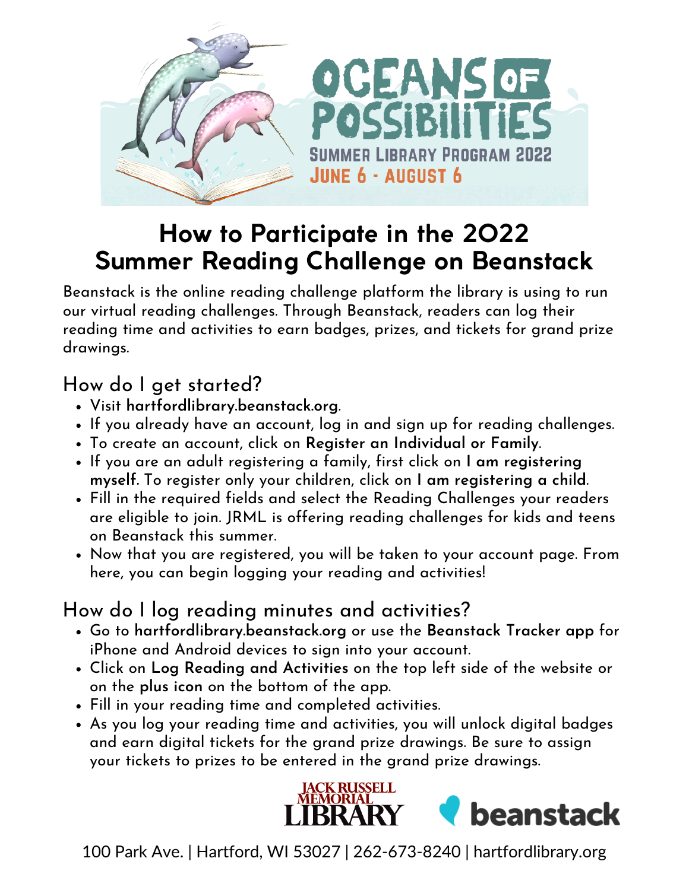OCEANS OF POSSIBILITIES

SUMMER LIBRARY PROGRAM 2022

JUNE 6 - AUGUST 6

# How to Participate in the 2022 Summer Reading Challenge on Beanstack

Beanstack is the online reading challenge platform the library is using to run our virtual reading challenges. Through Beanstack, readers can log their reading time and activities to earn badges, prizes, and tickets for grand prize drawings.

## How do I get started?

- Visit **hartfordlibrary.beanstack.org**.
- If you already have an account, log in and sign up for reading challenges.
- To create an account, click on **Register an Individual or Family**.
- If you are an adult registering a family, first click on **I am registering myself**. To register only your children, click on **I am registering a child**.
- Fill in the required fields and select the Reading Challenges your readers are eligible to join. JRML is offering reading challenges for kids and teens on Beanstack this summer.
- Now that you are registered, you will be taken to your account page. From here, you can begin logging your reading and activities!

## How do I log reading minutes and activities?

- Go to **hartfordlibrary.beanstack.org** or use the **Beanstack Tracker app** for iPhone and Android devices to sign into your account.
- Click on **Log Reading and Activities** on the top left side of the website or on the **plus icon** on the bottom of the app.
- Fill in your reading time and completed activities.
- As you log your reading time and activities, you will unlock digital badges and earn digital tickets for the grand prize drawings. Be sure to assign your tickets to prizes to be entered in the grand prize drawings.

JACK RUSSELL MEMORIAL LIBRARY

beanstack

100 Park Ave. | Hartford, WI 53027 | 262-673-8240 | hartfordlibrary.org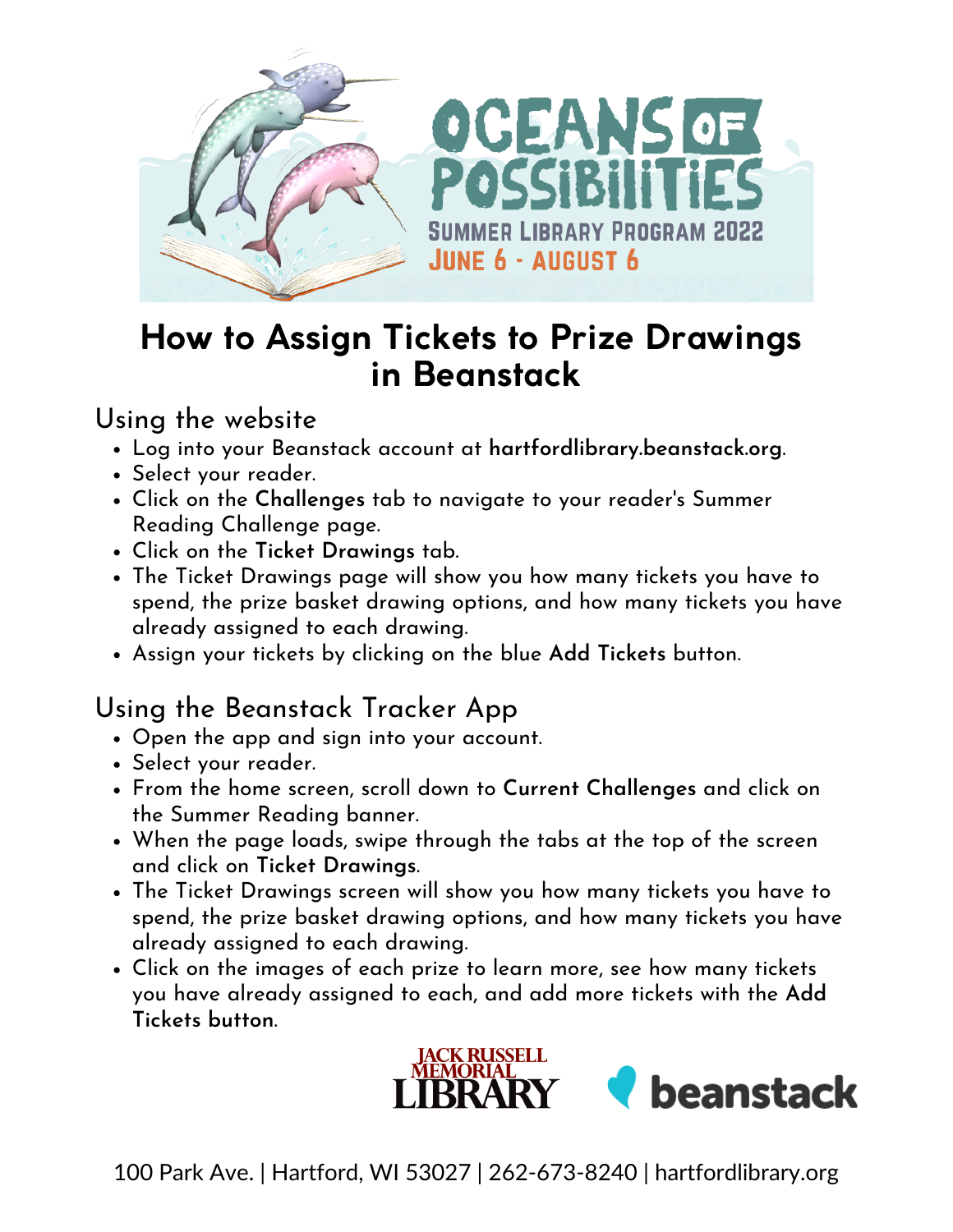OCEANS OF POSSIBILITIES

SUMMER LIBRARY PROGRAM 2022

JUNE 6 - AUGUST 6

# How to Assign Tickets to Prize Drawings in Beanstack

## Using the website

- Log into your Beanstack account at **hartfordlibrary.beanstack.org**.
- Select your reader.
- Click on the **Challenges** tab to navigate to your reader's Summer Reading Challenge page.
- Click on the **Ticket Drawings** tab.
- The Ticket Drawings page will show you how many tickets you have to spend, the prize basket drawing options, and how many tickets you have already assigned to each drawing.
- Assign your tickets by clicking on the blue **Add Tickets** button.

## Using the Beanstack Tracker App

- Open the app and sign into your account.
- Select your reader.
- From the home screen, scroll down to **Current Challenges** and click on the Summer Reading banner.
- When the page loads, swipe through the tabs at the top of the screen and click on **Ticket Drawings**.
- The Ticket Drawings screen will show you how many tickets you have to spend, the prize basket drawing options, and how many tickets you have already assigned to each drawing.
- Click on the images of each prize to learn more, see how many tickets you have already assigned to each, and add more tickets with the **Add Tickets button**.

JACK RUSSELL MEMORIAL LIBRARY

beanstack

100 Park Ave. | Hartford, WI 53027 | 262-673-8240 | hartfordlibrary.org